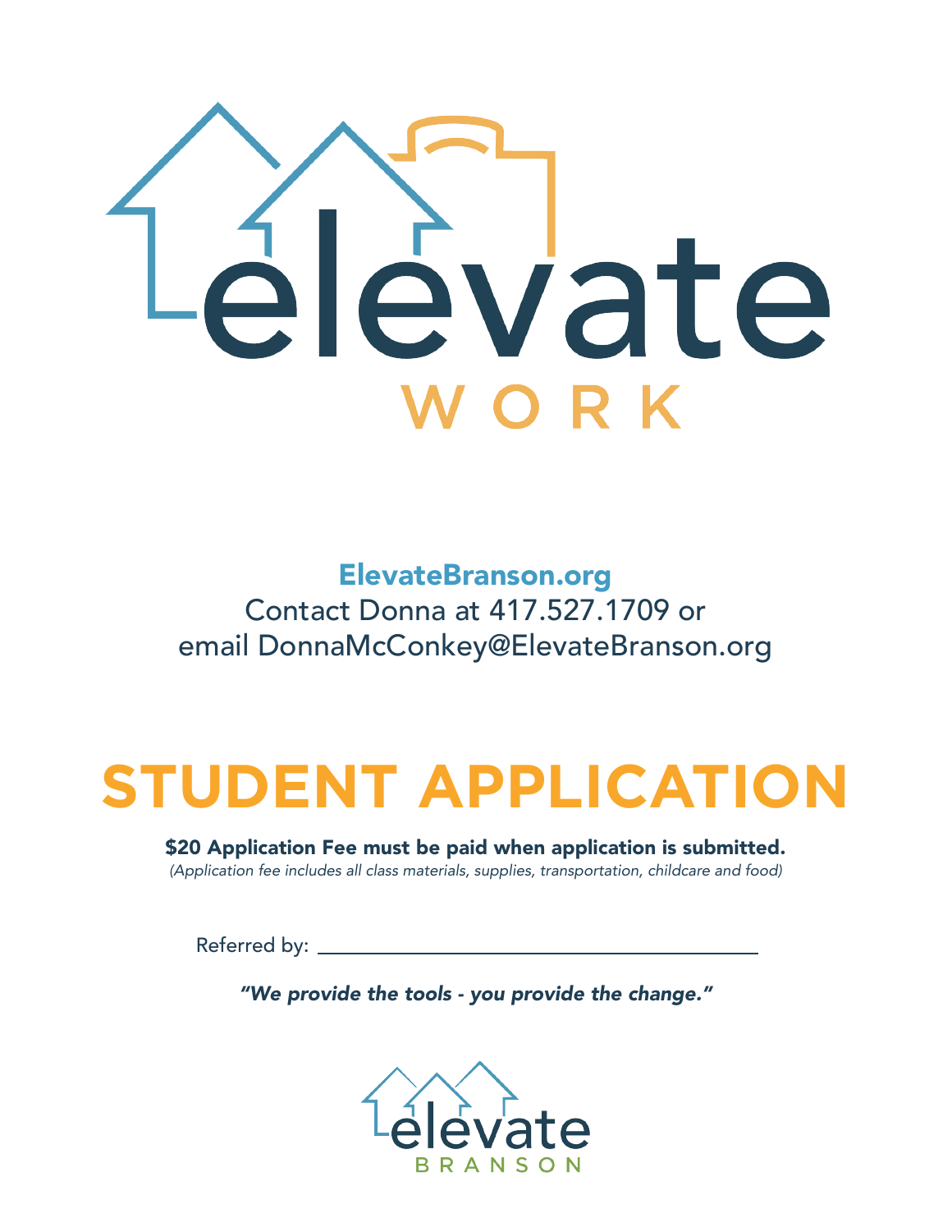# elevate WORK

**ElevateBranson.org**

Contact Donna at 417.527.1709 or
email DonnaMcConkey@ElevateBranson.org

# STUDENT APPLICATION

**$20 Application Fee must be paid when application is submitted.**

*(Application fee includes all class materials, supplies, transportation, childcare and food)*

Referred by: ________________________________

***"We provide the tools - you provide the change."***

elevate BRANSON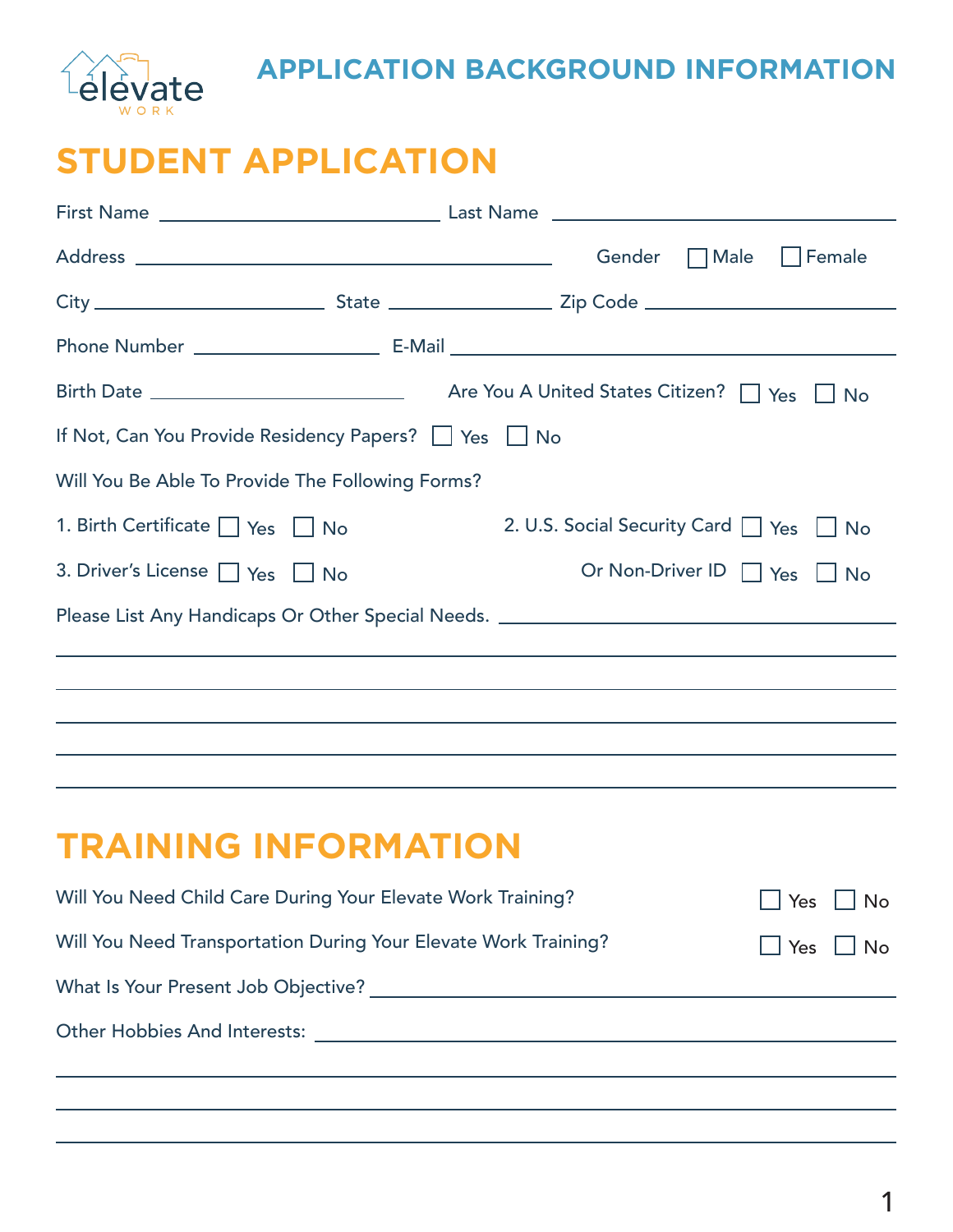# APPLICATION BACKGROUND INFORMATION

## STUDENT APPLICATION

First Name ______________________ Last Name ______________________

Address ______________________ Gender ☐ Male ☐ Female

City ______________ State ______________ Zip Code ______________

Phone Number ______________ E-Mail ______________________

Birth Date ______________________ Are You A United States Citizen? ☐ Yes ☐ No

If Not, Can You Provide Residency Papers? ☐ Yes ☐ No

Will You Be Able To Provide The Following Forms?

1. Birth Certificate ☐ Yes ☐ No
2. U.S. Social Security Card ☐ Yes ☐ No
3. Driver's License ☐ Yes ☐ No — Or Non-Driver ID ☐ Yes ☐ No

Please List Any Handicaps Or Other Special Needs. ______________________

______________________________________________

______________________________________________

______________________________________________

______________________________________________

______________________________________________

## TRAINING INFORMATION

Will You Need Child Care During Your Elevate Work Training? ☐ Yes ☐ No

Will You Need Transportation During Your Elevate Work Training? ☐ Yes ☐ No

What Is Your Present Job Objective? ______________________

Other Hobbies And Interests: ______________________

______________________________________________

______________________________________________

______________________________________________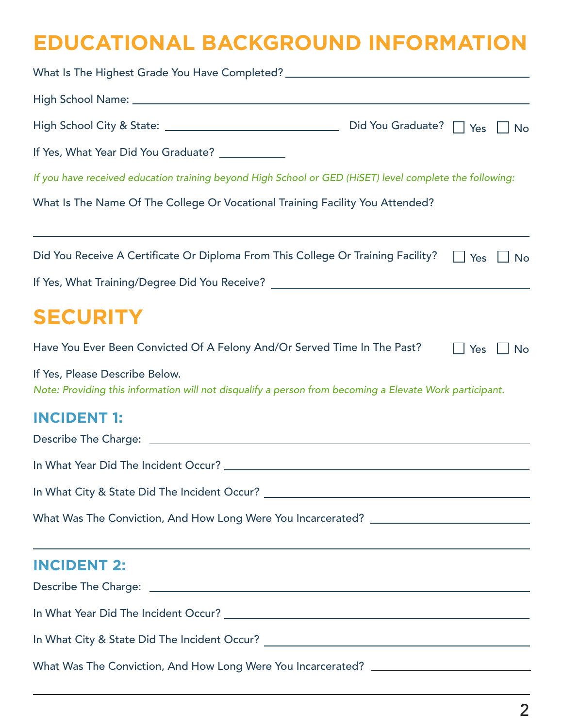## EDUCATIONAL BACKGROUND INFORMATION

What Is The Highest Grade You Have Completed? ______________________

High School Name: ______________________

High School City & State: ______________________ Did You Graduate? ☐ Yes ☐ No

If Yes, What Year Did You Graduate? ________

*If you have received education training beyond High School or GED (HiSET) level complete the following:*

What Is The Name Of The College Or Vocational Training Facility You Attended?

______________________

Did You Receive A Certificate Or Diploma From This College Or Training Facility? ☐ Yes ☐ No

If Yes, What Training/Degree Did You Receive? ______________________

## SECURITY

Have You Ever Been Convicted Of A Felony And/Or Served Time In The Past? ☐ Yes ☐ No

If Yes, Please Describe Below.

*Note: Providing this information will not disqualify a person from becoming a Elevate Work participant.*

### INCIDENT 1:

Describe The Charge: ______________________

In What Year Did The Incident Occur? ______________________

In What City & State Did The Incident Occur? ______________________

What Was The Conviction, And How Long Were You Incarcerated? ______________________

______________________

### INCIDENT 2:

Describe The Charge: ______________________

In What Year Did The Incident Occur? ______________________

In What City & State Did The Incident Occur? ______________________

What Was The Conviction, And How Long Were You Incarcerated? ______________________

______________________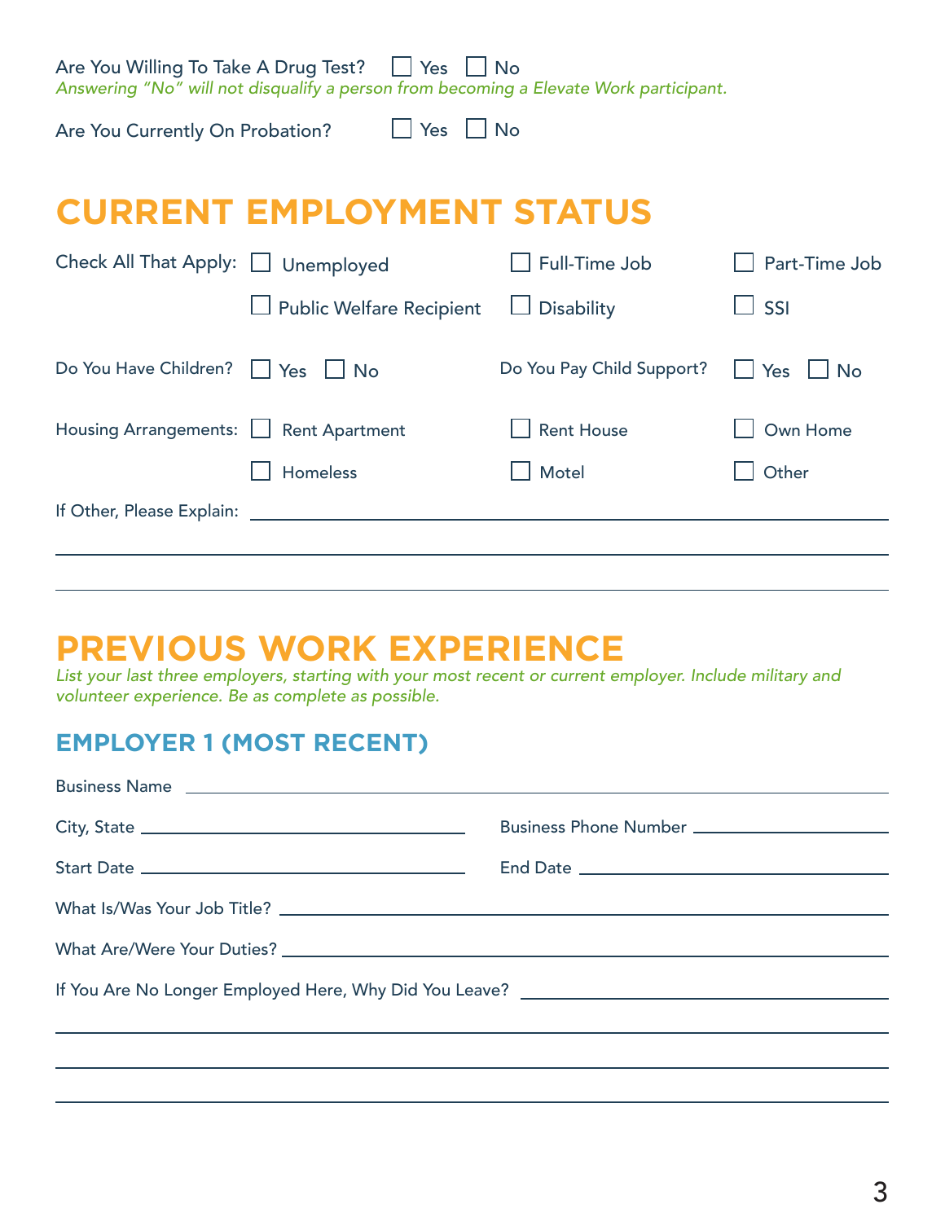Are You Willing To Take A Drug Test? ☐ Yes ☐ No

*Answering "No" will not disqualify a person from becoming a Elevate Work participant.*

Are You Currently On Probation? ☐ Yes ☐ No

# CURRENT EMPLOYMENT STATUS

Check All That Apply: ☐ Unemployed ☐ Full-Time Job ☐ Part-Time Job ☐ Public Welfare Recipient ☐ Disability ☐ SSI

Do You Have Children? ☐ Yes ☐ No

Do You Pay Child Support? ☐ Yes ☐ No

Housing Arrangements: ☐ Rent Apartment ☐ Rent House ☐ Own Home ☐ Homeless ☐ Motel ☐ Other

If Other, Please Explain: ______________________________________________

______________________________________________

______________________________________________

# PREVIOUS WORK EXPERIENCE

*List your last three employers, starting with your most recent or current employer. Include military and volunteer experience. Be as complete as possible.*

## EMPLOYER 1 (MOST RECENT)

Business Name ______________________________________________

City, State ______________________ Business Phone Number ______________________

Start Date ______________________ End Date ______________________

What Is/Was Your Job Title? ______________________________________________

What Are/Were Your Duties? ______________________________________________

If You Are No Longer Employed Here, Why Did You Leave? ______________________

______________________________________________

______________________________________________

______________________________________________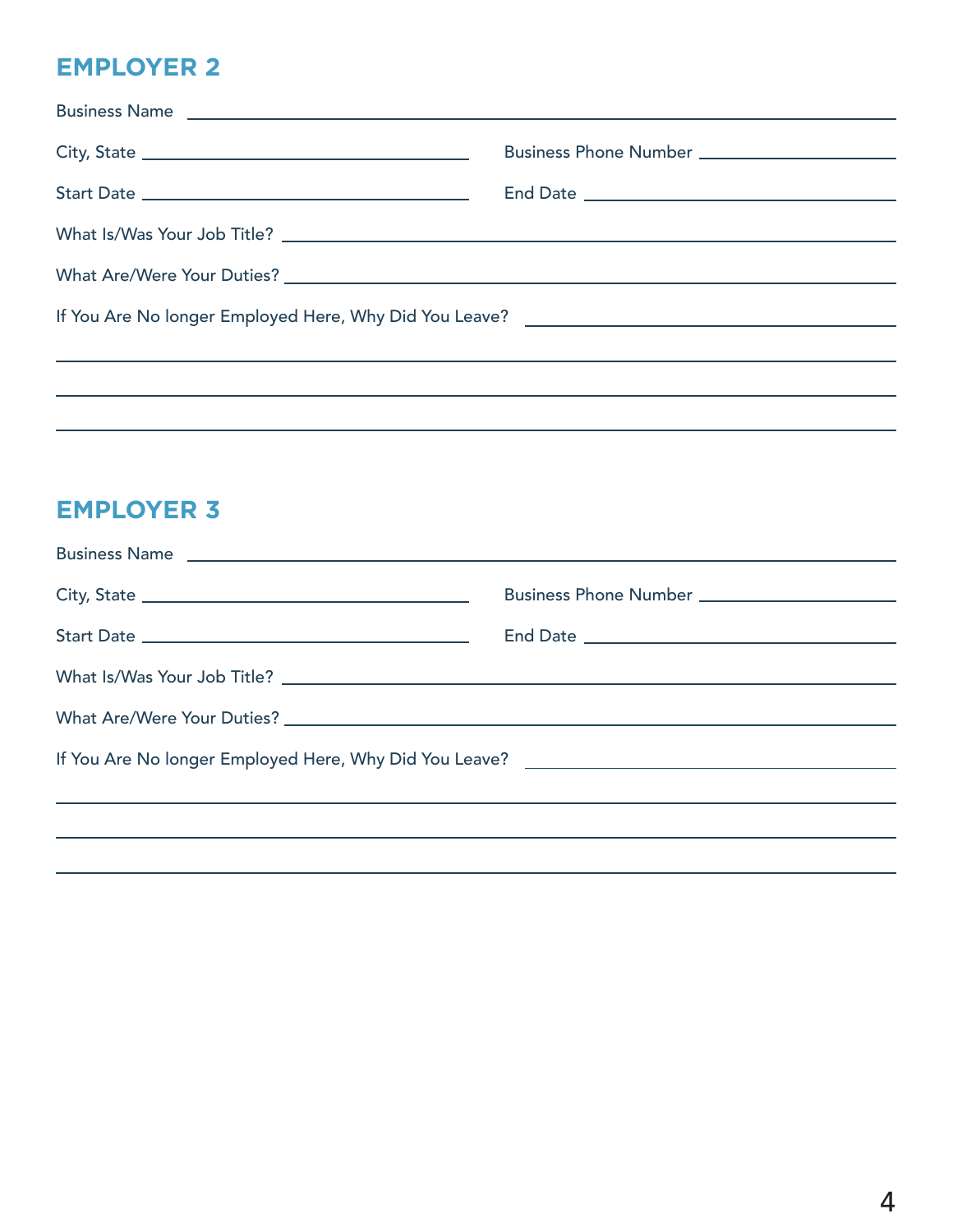## EMPLOYER 2

Business Name ______________________________

City, State ______________________________ Business Phone Number ______________________________

Start Date ______________________________ End Date ______________________________

What Is/Was Your Job Title? ______________________________

What Are/Were Your Duties? ______________________________

If You Are No longer Employed Here, Why Did You Leave? ______________________________

______________________________

______________________________

______________________________

## EMPLOYER 3

Business Name ______________________________

City, State ______________________________ Business Phone Number ______________________________

Start Date ______________________________ End Date ______________________________

What Is/Was Your Job Title? ______________________________

What Are/Were Your Duties? ______________________________

If You Are No longer Employed Here, Why Did You Leave? ______________________________

______________________________

______________________________

______________________________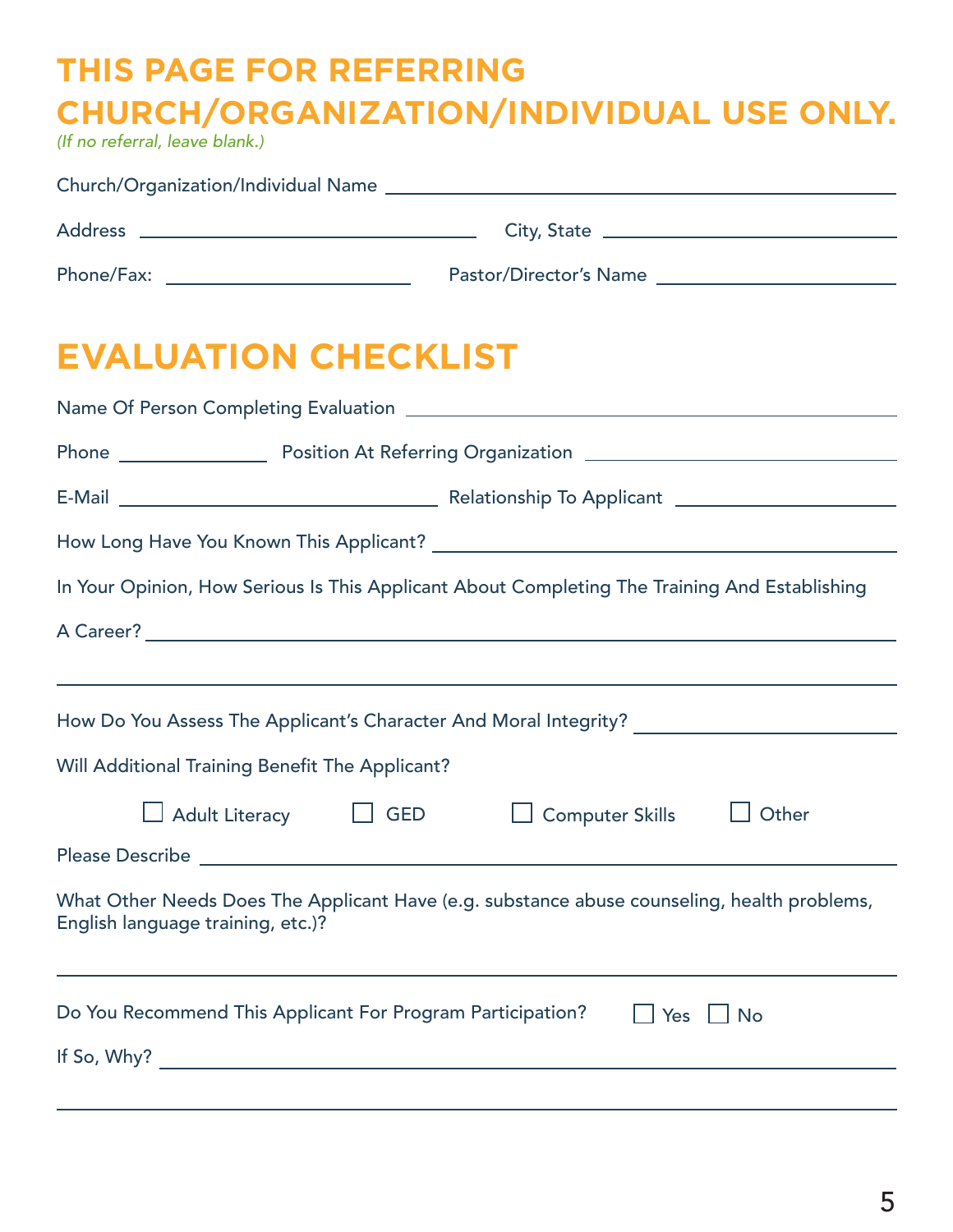# THIS PAGE FOR REFERRING CHURCH/ORGANIZATION/INDIVIDUAL USE ONLY.

*(If no referral, leave blank.)*

Church/Organization/Individual Name ______________________________

Address ______________________ City, State ______________________

Phone/Fax: ______________________ Pastor/Director's Name ______________________

# EVALUATION CHECKLIST

Name Of Person Completing Evaluation ______________________________

Phone ______________ Position At Referring Organization ______________________

E-Mail ______________________ Relationship To Applicant ______________________

How Long Have You Known This Applicant? ______________________________

In Your Opinion, How Serious Is This Applicant About Completing The Training And Establishing A Career? ______________________________

______________________________________________________________

How Do You Assess The Applicant's Character And Moral Integrity? ______________________

Will Additional Training Benefit The Applicant?

☐ Adult Literacy ☐ GED ☐ Computer Skills ☐ Other

Please Describe ______________________________________________

What Other Needs Does The Applicant Have (e.g. substance abuse counseling, health problems, English language training, etc.)?

______________________________________________________________

Do You Recommend This Applicant For Program Participation? ☐ Yes ☐ No

If So, Why? ______________________________________________

______________________________________________________________